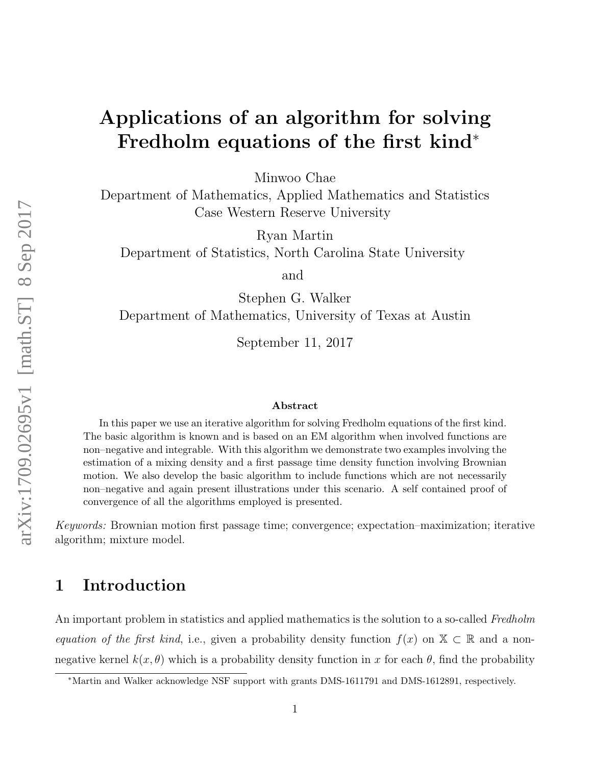# Applications of an algorithm for solving Fredholm equations of the first kind[*]

Minwoo Chae
Department of Mathematics, Applied Mathematics and Statistics
Case Western Reserve University

Ryan Martin
Department of Statistics, North Carolina State University

and

Stephen G. Walker
Department of Mathematics, University of Texas at Austin

September 11, 2017

### Abstract

In this paper we use an iterative algorithm for solving Fredholm equations of the first kind. The basic algorithm is known and is based on an EM algorithm when involved functions are non–negative and integrable. With this algorithm we demonstrate two examples involving the estimation of a mixing density and a first passage time density function involving Brownian motion. We also develop the basic algorithm to include functions which are not necessarily non–negative and again present illustrations under this scenario. A self contained proof of convergence of all the algorithms employed is presented.

*Keywords:* Brownian motion first passage time; convergence; expectation–maximization; iterative algorithm; mixture model.

## 1 Introduction

An important problem in statistics and applied mathematics is the solution to a so-called *Fredholm equation of the first kind*, i.e., given a probability density function $f(x)$ on $\mathbb{X} \subset \mathbb{R}$ and a non-negative kernel $k(x, \theta)$ which is a probability density function in $x$ for each $\theta$, find the probability

[*]Martin and Walker acknowledge NSF support with grants DMS-1611791 and DMS-1612891, respectively.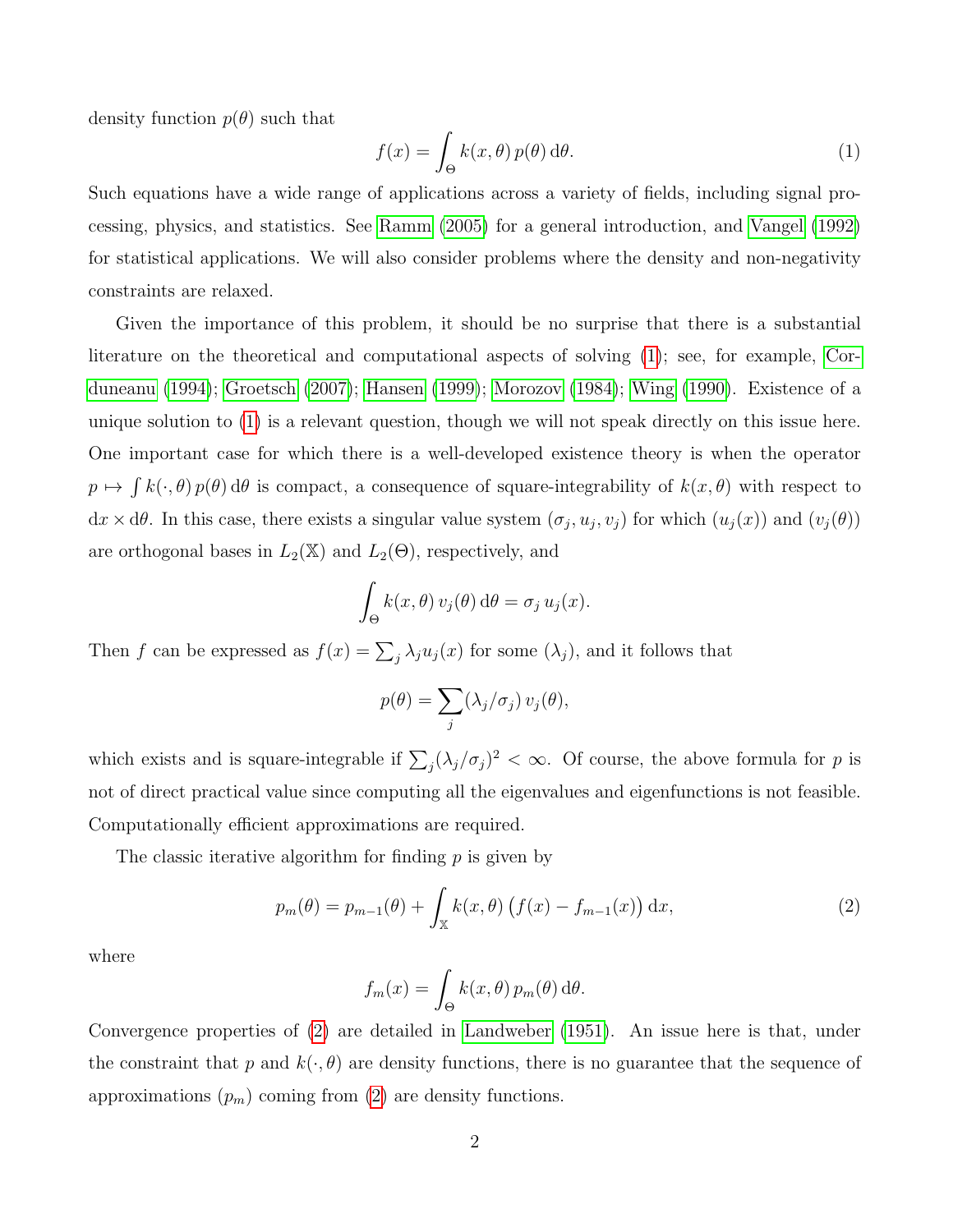density function $p(\theta)$ such that

$$f(x) = \int_\Theta k(x, \theta)\, p(\theta)\, \mathrm{d}\theta. \tag{1}$$

Such equations have a wide range of applications across a variety of fields, including signal processing, physics, and statistics. See Ramm (2005) for a general introduction, and Vangel (1992) for statistical applications. We will also consider problems where the density and non-negativity constraints are relaxed.

Given the importance of this problem, it should be no surprise that there is a substantial literature on the theoretical and computational aspects of solving (1); see, for example, Corduneanu (1994); Groetsch (2007); Hansen (1999); Morozov (1984); Wing (1990). Existence of a unique solution to (1) is a relevant question, though we will not speak directly on this issue here. One important case for which there is a well-developed existence theory is when the operator $p \mapsto \int k(\cdot, \theta)\, p(\theta)\, \mathrm{d}\theta$ is compact, a consequence of square-integrability of $k(x, \theta)$ with respect to $\mathrm{d}x \times \mathrm{d}\theta$. In this case, there exists a singular value system $(\sigma_j, u_j, v_j)$ for which $(u_j(x))$ and $(v_j(\theta))$ are orthogonal bases in $L_2(\mathbb{X})$ and $L_2(\Theta)$, respectively, and

$$\int_\Theta k(x, \theta)\, v_j(\theta)\, \mathrm{d}\theta = \sigma_j\, u_j(x).$$

Then $f$ can be expressed as $f(x) = \sum_j \lambda_j u_j(x)$ for some $(\lambda_j)$, and it follows that

$$p(\theta) = \sum_j (\lambda_j/\sigma_j)\, v_j(\theta),$$

which exists and is square-integrable if $\sum_j (\lambda_j/\sigma_j)^2 < \infty$. Of course, the above formula for $p$ is not of direct practical value since computing all the eigenvalues and eigenfunctions is not feasible. Computationally efficient approximations are required.

The classic iterative algorithm for finding $p$ is given by

$$p_m(\theta) = p_{m-1}(\theta) + \int_{\mathbb{X}} k(x, \theta) \big( f(x) - f_{m-1}(x) \big)\, \mathrm{d}x, \tag{2}$$

where

$$f_m(x) = \int_\Theta k(x, \theta)\, p_m(\theta)\, \mathrm{d}\theta.$$

Convergence properties of (2) are detailed in Landweber (1951). An issue here is that, under the constraint that $p$ and $k(\cdot, \theta)$ are density functions, there is no guarantee that the sequence of approximations $(p_m)$ coming from (2) are density functions.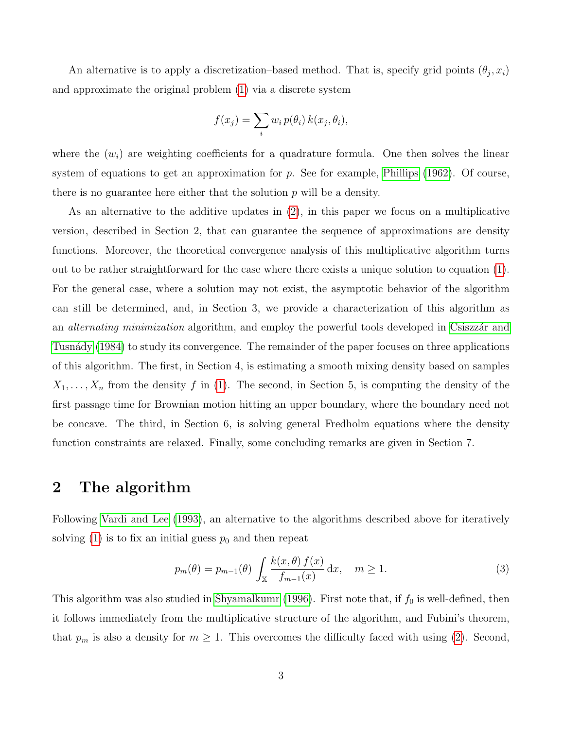An alternative is to apply a discretization–based method. That is, specify grid points $(\theta_j, x_i)$ and approximate the original problem (1) via a discrete system

$$f(x_j) = \sum_i w_i \, p(\theta_i) \, k(x_j, \theta_i),$$

where the $(w_i)$ are weighting coefficients for a quadrature formula. One then solves the linear system of equations to get an approximation for $p$. See for example, Phillips (1962). Of course, there is no guarantee here either that the solution $p$ will be a density.

As an alternative to the additive updates in (2), in this paper we focus on a multiplicative version, described in Section 2, that can guarantee the sequence of approximations are density functions. Moreover, the theoretical convergence analysis of this multiplicative algorithm turns out to be rather straightforward for the case where there exists a unique solution to equation (1). For the general case, where a solution may not exist, the asymptotic behavior of the algorithm can still be determined, and, in Section 3, we provide a characterization of this algorithm as an *alternating minimization* algorithm, and employ the powerful tools developed in Csiszzár and Tusnády (1984) to study its convergence. The remainder of the paper focuses on three applications of this algorithm. The first, in Section 4, is estimating a smooth mixing density based on samples $X_1, \ldots, X_n$ from the density $f$ in (1). The second, in Section 5, is computing the density of the first passage time for Brownian motion hitting an upper boundary, where the boundary need not be concave. The third, in Section 6, is solving general Fredholm equations where the density function constraints are relaxed. Finally, some concluding remarks are given in Section 7.

## 2 The algorithm

Following Vardi and Lee (1993), an alternative to the algorithms described above for iteratively solving (1) is to fix an initial guess $p_0$ and then repeat

$$p_m(\theta) = p_{m-1}(\theta) \int_{\mathbb{X}} \frac{k(x, \theta) \, f(x)}{f_{m-1}(x)} \, \mathrm{d}x, \quad m \geq 1. \tag{3}$$

This algorithm was also studied in Shyamalkumr (1996). First note that, if $f_0$ is well-defined, then it follows immediately from the multiplicative structure of the algorithm, and Fubini's theorem, that $p_m$ is also a density for $m \geq 1$. This overcomes the difficulty faced with using (2). Second,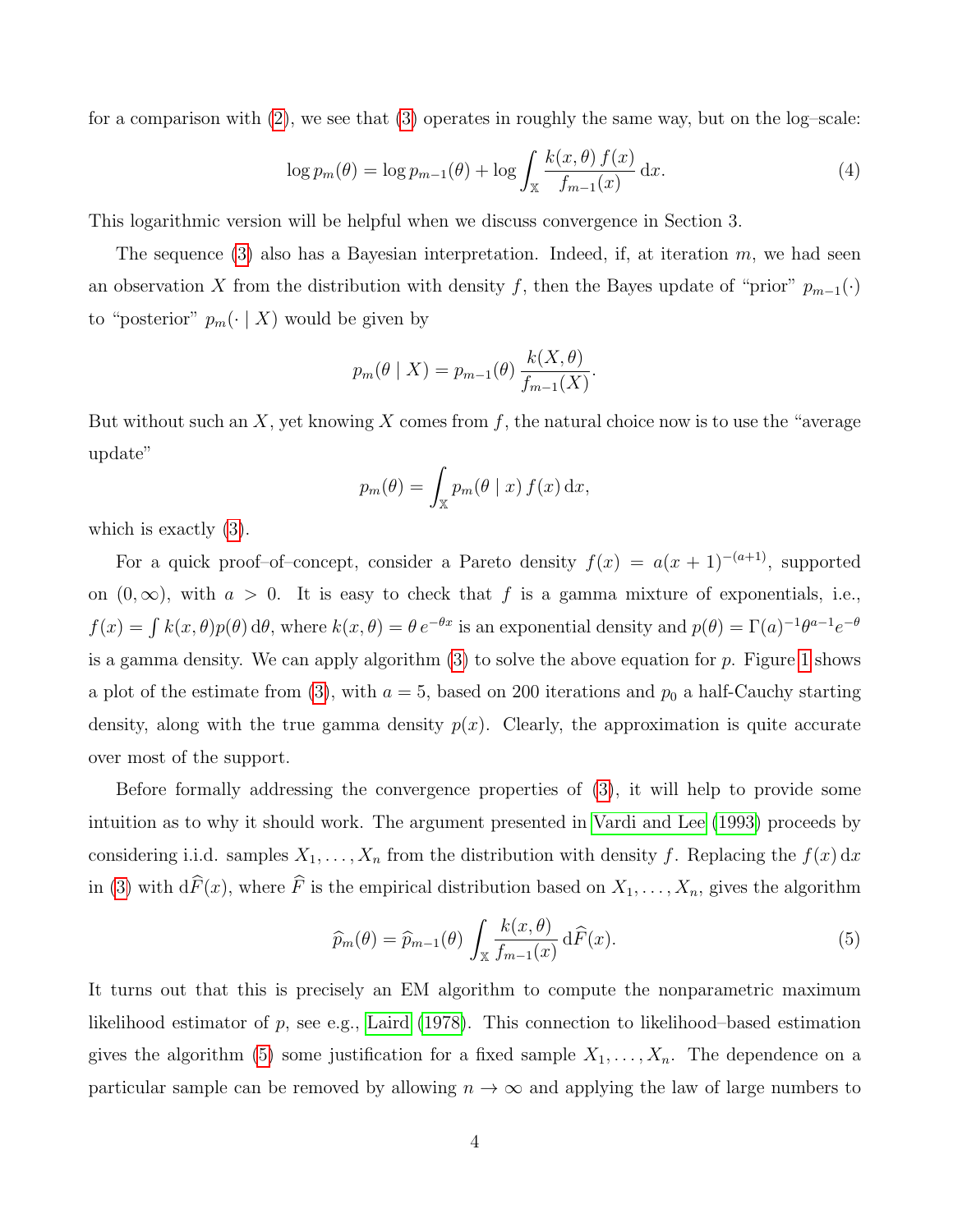for a comparison with (2), we see that (3) operates in roughly the same way, but on the log–scale:

$$\log p_m(\theta) = \log p_{m-1}(\theta) + \log \int_{\mathbb{X}} \frac{k(x,\theta)\, f(x)}{f_{m-1}(x)}\, \mathrm{d}x. \tag{4}$$

This logarithmic version will be helpful when we discuss convergence in Section 3.

The sequence (3) also has a Bayesian interpretation. Indeed, if, at iteration $m$, we had seen an observation $X$ from the distribution with density $f$, then the Bayes update of "prior" $p_{m-1}(\cdot)$ to "posterior" $p_m(\cdot \mid X)$ would be given by

$$p_m(\theta \mid X) = p_{m-1}(\theta)\, \frac{k(X,\theta)}{f_{m-1}(X)}.$$

But without such an $X$, yet knowing $X$ comes from $f$, the natural choice now is to use the "average update"

$$p_m(\theta) = \int_{\mathbb{X}} p_m(\theta \mid x)\, f(x)\, \mathrm{d}x,$$

which is exactly (3).

For a quick proof–of–concept, consider a Pareto density $f(x) = a(x+1)^{-(a+1)}$, supported on $(0,\infty)$, with $a > 0$. It is easy to check that $f$ is a gamma mixture of exponentials, i.e., $f(x) = \int k(x,\theta) p(\theta)\, \mathrm{d}\theta$, where $k(x,\theta) = \theta\, e^{-\theta x}$ is an exponential density and $p(\theta) = \Gamma(a)^{-1}\theta^{a-1}e^{-\theta}$ is a gamma density. We can apply algorithm (3) to solve the above equation for $p$. Figure 1 shows a plot of the estimate from (3), with $a = 5$, based on 200 iterations and $p_0$ a half-Cauchy starting density, along with the true gamma density $p(x)$. Clearly, the approximation is quite accurate over most of the support.

Before formally addressing the convergence properties of (3), it will help to provide some intuition as to why it should work. The argument presented in Vardi and Lee (1993) proceeds by considering i.i.d. samples $X_1, \ldots, X_n$ from the distribution with density $f$. Replacing the $f(x)\, \mathrm{d}x$ in (3) with $\mathrm{d}\widehat{F}(x)$, where $\widehat{F}$ is the empirical distribution based on $X_1, \ldots, X_n$, gives the algorithm

$$\widehat{p}_m(\theta) = \widehat{p}_{m-1}(\theta) \int_{\mathbb{X}} \frac{k(x,\theta)}{f_{m-1}(x)}\, \mathrm{d}\widehat{F}(x). \tag{5}$$

It turns out that this is precisely an EM algorithm to compute the nonparametric maximum likelihood estimator of $p$, see e.g., Laird (1978). This connection to likelihood–based estimation gives the algorithm (5) some justification for a fixed sample $X_1, \ldots, X_n$. The dependence on a particular sample can be removed by allowing $n \to \infty$ and applying the law of large numbers to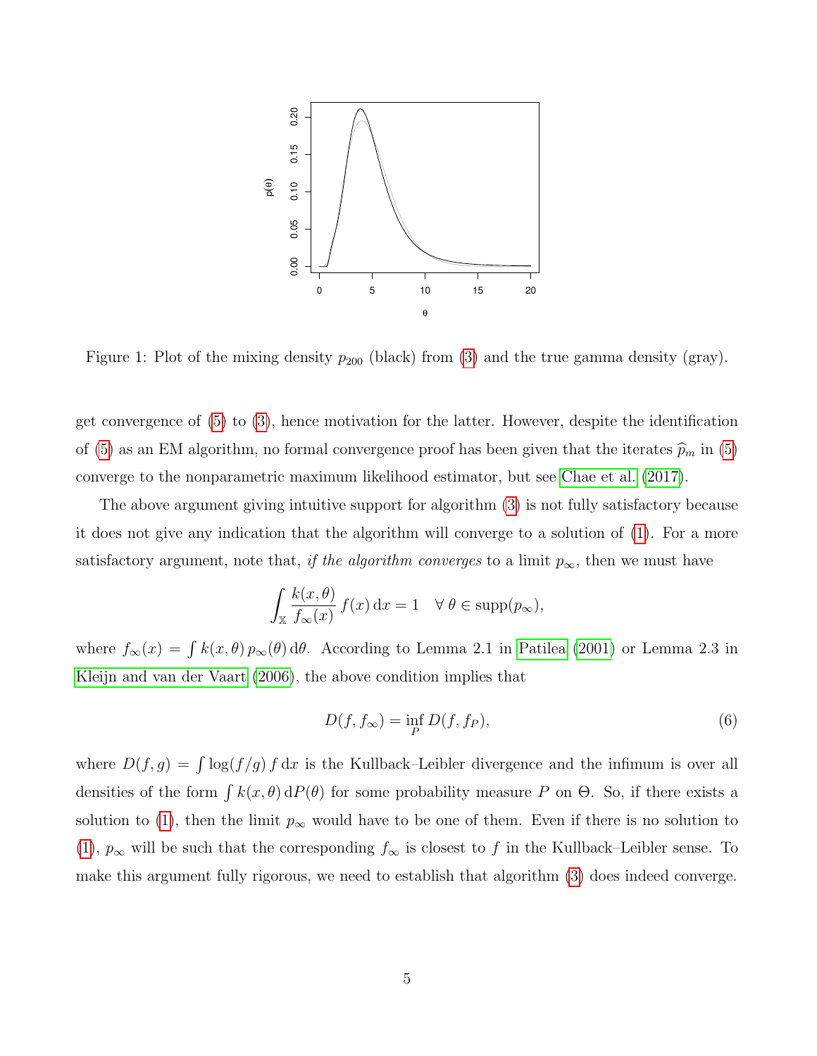Figure 1: Plot of the mixing density $p_{200}$ (black) from (3) and the true gamma density (gray).

get convergence of (5) to (3), hence motivation for the latter. However, despite the identification of (5) as an EM algorithm, no formal convergence proof has been given that the iterates $\widehat{p}_m$ in (5) converge to the nonparametric maximum likelihood estimator, but see Chae et al. (2017).

The above argument giving intuitive support for algorithm (3) is not fully satisfactory because it does not give any indication that the algorithm will converge to a solution of (1). For a more satisfactory argument, note that, *if the algorithm converges* to a limit $p_\infty$, then we must have

$$\int_{\mathbb{X}} \frac{k(x,\theta)}{f_\infty(x)} \, f(x) \, \mathrm{d}x = 1 \quad \forall \, \theta \in \operatorname{supp}(p_\infty),$$

where $f_\infty(x) = \int k(x,\theta) \, p_\infty(\theta) \, \mathrm{d}\theta$. According to Lemma 2.1 in Patilea (2001) or Lemma 2.3 in Kleijn and van der Vaart (2006), the above condition implies that

$$D(f, f_\infty) = \inf_P D(f, f_P), \tag{6}$$

where $D(f,g) = \int \log(f/g) \, f \, \mathrm{d}x$ is the Kullback–Leibler divergence and the infimum is over all densities of the form $\int k(x,\theta) \, \mathrm{d}P(\theta)$ for some probability measure $P$ on $\Theta$. So, if there exists a solution to (1), then the limit $p_\infty$ would have to be one of them. Even if there is no solution to (1), $p_\infty$ will be such that the corresponding $f_\infty$ is closest to $f$ in the Kullback–Leibler sense. To make this argument fully rigorous, we need to establish that algorithm (3) does indeed converge.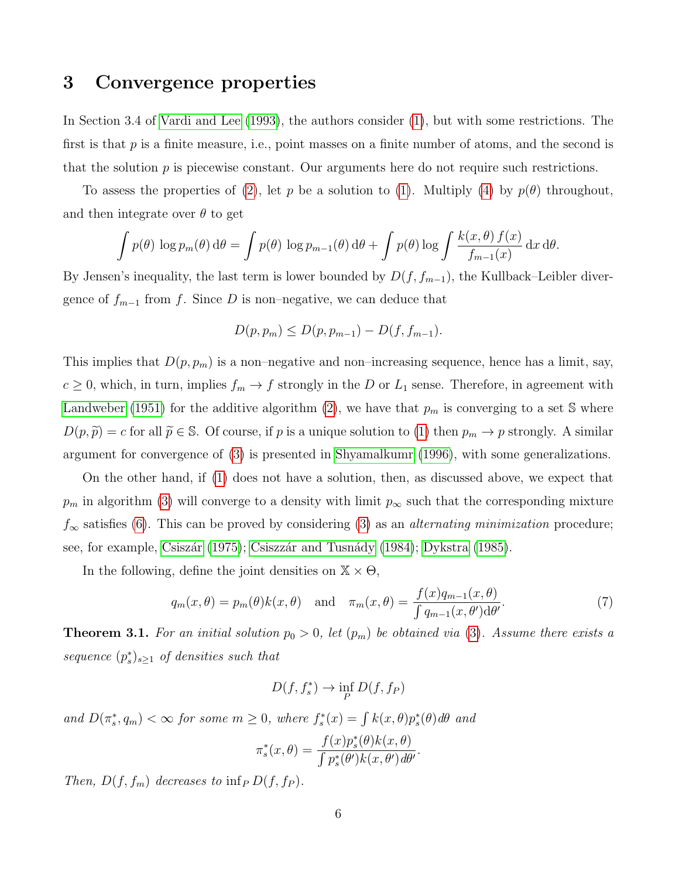## 3 Convergence properties

In Section 3.4 of Vardi and Lee (1993), the authors consider (1), but with some restrictions. The first is that $p$ is a finite measure, i.e., point masses on a finite number of atoms, and the second is that the solution $p$ is piecewise constant. Our arguments here do not require such restrictions.

To assess the properties of (2), let $p$ be a solution to (1). Multiply (4) by $p(\theta)$ throughout, and then integrate over $\theta$ to get

$$\int p(\theta)\,\log p_m(\theta)\,\mathrm{d}\theta = \int p(\theta)\,\log p_{m-1}(\theta)\,\mathrm{d}\theta + \int p(\theta)\log \int \frac{k(x,\theta)\,f(x)}{f_{m-1}(x)}\,\mathrm{d}x\,\mathrm{d}\theta.$$

By Jensen's inequality, the last term is lower bounded by $D(f, f_{m-1})$, the Kullback–Leibler divergence of $f_{m-1}$ from $f$. Since $D$ is non–negative, we can deduce that

$$D(p, p_m) \le D(p, p_{m-1}) - D(f, f_{m-1}).$$

This implies that $D(p, p_m)$ is a non–negative and non–increasing sequence, hence has a limit, say, $c \ge 0$, which, in turn, implies $f_m \to f$ strongly in the $D$ or $L_1$ sense. Therefore, in agreement with Landweber (1951) for the additive algorithm (2), we have that $p_m$ is converging to a set $\mathbb{S}$ where $D(p, \widetilde{p}) = c$ for all $\widetilde{p} \in \mathbb{S}$. Of course, if $p$ is a unique solution to (1) then $p_m \to p$ strongly. A similar argument for convergence of (3) is presented in Shyamalkumr (1996), with some generalizations.

On the other hand, if (1) does not have a solution, then, as discussed above, we expect that $p_m$ in algorithm (3) will converge to a density with limit $p_\infty$ such that the corresponding mixture $f_\infty$ satisfies (6). This can be proved by considering (3) as an *alternating minimization* procedure; see, for example, Csiszár (1975); Csiszzár and Tusnády (1984); Dykstra (1985).

In the following, define the joint densities on $\mathbb{X} \times \Theta$,

$$q_m(x,\theta) = p_m(\theta)k(x,\theta) \quad \text{and} \quad \pi_m(x,\theta) = \frac{f(x)q_{m-1}(x,\theta)}{\int q_{m-1}(x,\theta')\mathrm{d}\theta'}. \tag{7}$$

**Theorem 3.1.** *For an initial solution $p_0 > 0$, let $(p_m)$ be obtained via (3). Assume there exists a sequence $(p_s^*)_{s\ge 1}$ of densities such that*

$$D(f, f_s^*) \to \inf_P D(f, f_P)$$

*and $D(\pi_s^*, q_m) < \infty$ for some $m \ge 0$, where $f_s^*(x) = \int k(x,\theta)p_s^*(\theta)d\theta$ and*

$$\pi_s^*(x,\theta) = \frac{f(x)p_s^*(\theta)k(x,\theta)}{\int p_s^*(\theta')k(x,\theta')\,d\theta'}.$$

*Then, $D(f, f_m)$ decreases to $\inf_P D(f, f_P)$.*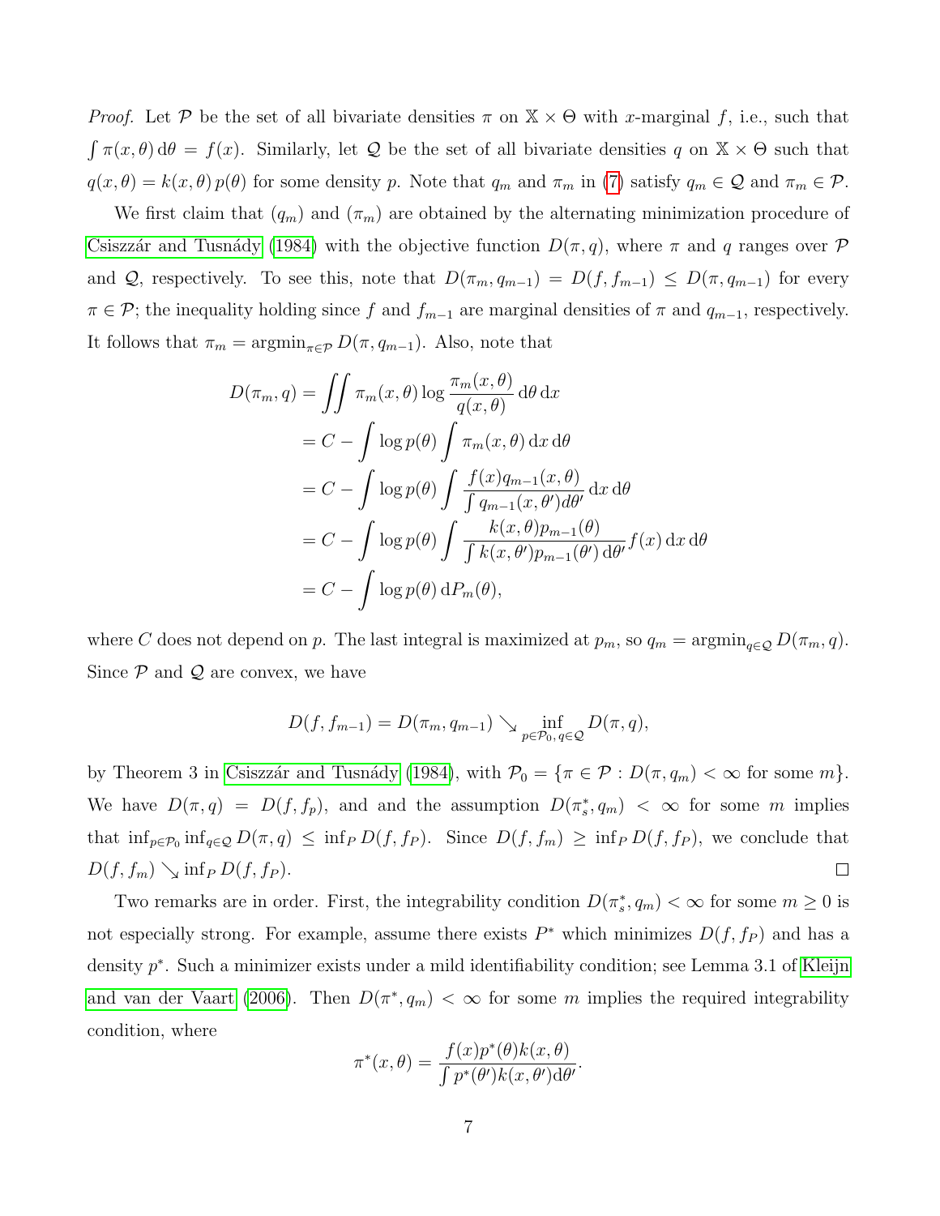*Proof.* Let $\mathcal{P}$ be the set of all bivariate densities $\pi$ on $\mathbb{X} \times \Theta$ with $x$-marginal $f$, i.e., such that $\int \pi(x,\theta)\,\mathrm{d}\theta = f(x)$. Similarly, let $\mathcal{Q}$ be the set of all bivariate densities $q$ on $\mathbb{X} \times \Theta$ such that $q(x,\theta) = k(x,\theta)\,p(\theta)$ for some density $p$. Note that $q_m$ and $\pi_m$ in (7) satisfy $q_m \in \mathcal{Q}$ and $\pi_m \in \mathcal{P}$.

We first claim that $(q_m)$ and $(\pi_m)$ are obtained by the alternating minimization procedure of Csiszzár and Tusnády (1984) with the objective function $D(\pi, q)$, where $\pi$ and $q$ ranges over $\mathcal{P}$ and $\mathcal{Q}$, respectively. To see this, note that $D(\pi_m, q_{m-1}) = D(f, f_{m-1}) \leq D(\pi, q_{m-1})$ for every $\pi \in \mathcal{P}$; the inequality holding since $f$ and $f_{m-1}$ are marginal densities of $\pi$ and $q_{m-1}$, respectively. It follows that $\pi_m = \operatorname{argmin}_{\pi \in \mathcal{P}} D(\pi, q_{m-1})$. Also, note that

$$
\begin{aligned}
D(\pi_m, q) &= \iint \pi_m(x,\theta) \log \frac{\pi_m(x,\theta)}{q(x,\theta)}\,\mathrm{d}\theta\,\mathrm{d}x \\
&= C - \int \log p(\theta) \int \pi_m(x,\theta)\,\mathrm{d}x\,\mathrm{d}\theta \\
&= C - \int \log p(\theta) \int \frac{f(x) q_{m-1}(x,\theta)}{\int q_{m-1}(x,\theta') d\theta'}\,\mathrm{d}x\,\mathrm{d}\theta \\
&= C - \int \log p(\theta) \int \frac{k(x,\theta) p_{m-1}(\theta)}{\int k(x,\theta') p_{m-1}(\theta')\,\mathrm{d}\theta'} f(x)\,\mathrm{d}x\,\mathrm{d}\theta \\
&= C - \int \log p(\theta)\,\mathrm{d}P_m(\theta),
\end{aligned}
$$

where $C$ does not depend on $p$. The last integral is maximized at $p_m$, so $q_m = \operatorname{argmin}_{q \in \mathcal{Q}} D(\pi_m, q)$. Since $\mathcal{P}$ and $\mathcal{Q}$ are convex, we have

$$
D(f, f_{m-1}) = D(\pi_m, q_{m-1}) \searrow \inf_{p \in \mathcal{P}_0,\, q \in \mathcal{Q}} D(\pi, q),
$$

by Theorem 3 in Csiszzár and Tusnády (1984), with $\mathcal{P}_0 = \{\pi \in \mathcal{P} : D(\pi, q_m) < \infty \text{ for some } m\}$. We have $D(\pi, q) = D(f, f_p)$, and and the assumption $D(\pi_s^*, q_m) < \infty$ for some $m$ implies that $\inf_{p \in \mathcal{P}_0} \inf_{q \in \mathcal{Q}} D(\pi, q) \leq \inf_P D(f, f_P)$. Since $D(f, f_m) \geq \inf_P D(f, f_P)$, we conclude that $D(f, f_m) \searrow \inf_P D(f, f_P)$. $\square$

Two remarks are in order. First, the integrability condition $D(\pi_s^*, q_m) < \infty$ for some $m \geq 0$ is not especially strong. For example, assume there exists $P^*$ which minimizes $D(f, f_P)$ and has a density $p^*$. Such a minimizer exists under a mild identifiability condition; see Lemma 3.1 of Kleijn and van der Vaart (2006). Then $D(\pi^*, q_m) < \infty$ for some $m$ implies the required integrability condition, where

$$
\pi^*(x,\theta) = \frac{f(x) p^*(\theta) k(x,\theta)}{\int p^*(\theta') k(x,\theta') \mathrm{d}\theta'}.
$$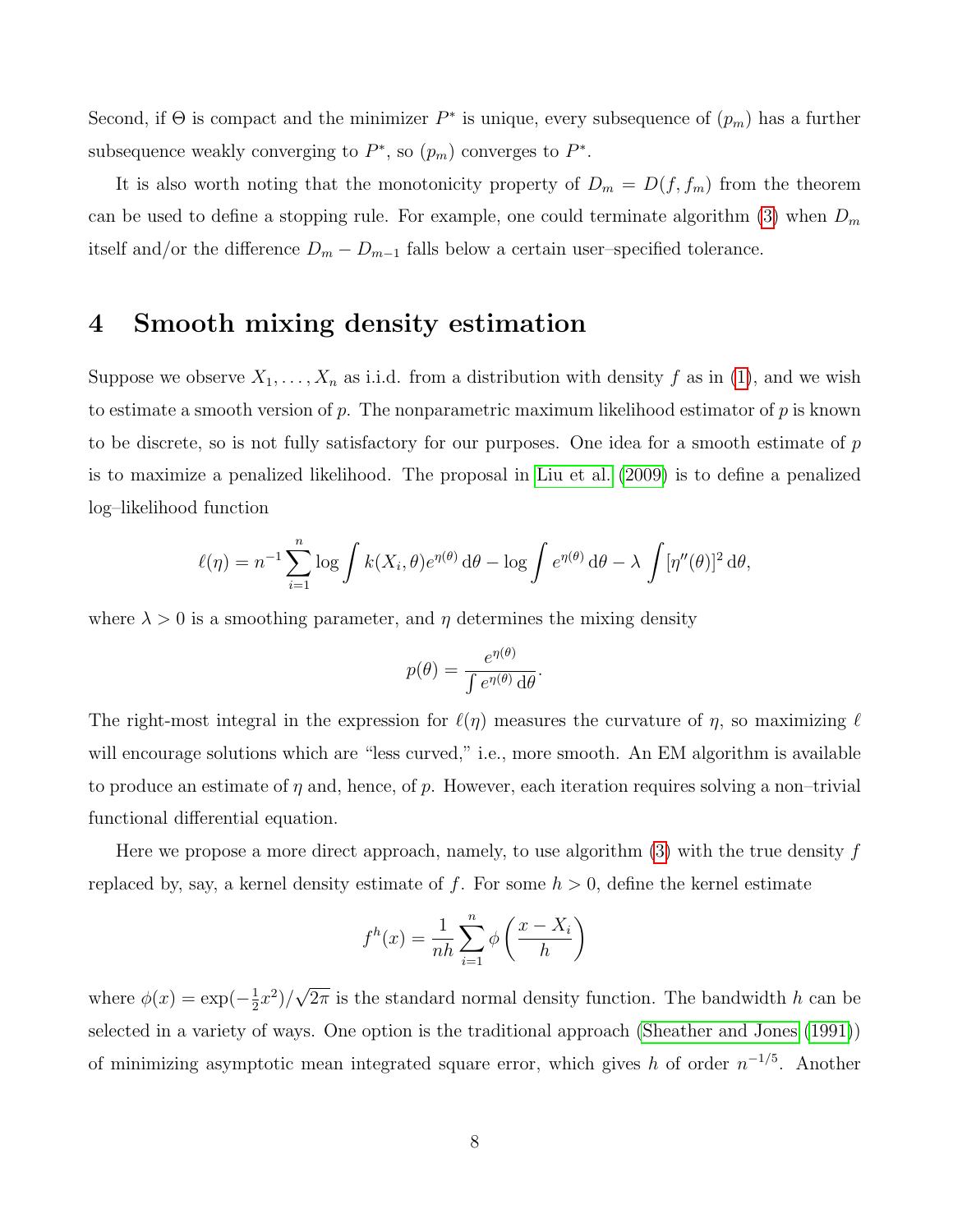Second, if $\Theta$ is compact and the minimizer $P^*$ is unique, every subsequence of $(p_m)$ has a further subsequence weakly converging to $P^*$, so $(p_m)$ converges to $P^*$.

It is also worth noting that the monotonicity property of $D_m = D(f, f_m)$ from the theorem can be used to define a stopping rule. For example, one could terminate algorithm (3) when $D_m$ itself and/or the difference $D_m - D_{m-1}$ falls below a certain user–specified tolerance.

# 4 Smooth mixing density estimation

Suppose we observe $X_1, \ldots, X_n$ as i.i.d. from a distribution with density $f$ as in (1), and we wish to estimate a smooth version of $p$. The nonparametric maximum likelihood estimator of $p$ is known to be discrete, so is not fully satisfactory for our purposes. One idea for a smooth estimate of $p$ is to maximize a penalized likelihood. The proposal in Liu et al. (2009) is to define a penalized log–likelihood function

$$\ell(\eta) = n^{-1} \sum_{i=1}^{n} \log \int k(X_i, \theta) e^{\eta(\theta)} \, d\theta - \log \int e^{\eta(\theta)} \, d\theta - \lambda \int [\eta''(\theta)]^2 \, d\theta,$$

where $\lambda > 0$ is a smoothing parameter, and $\eta$ determines the mixing density

$$p(\theta) = \frac{e^{\eta(\theta)}}{\int e^{\eta(\theta)} \, d\theta}.$$

The right-most integral in the expression for $\ell(\eta)$ measures the curvature of $\eta$, so maximizing $\ell$ will encourage solutions which are "less curved," i.e., more smooth. An EM algorithm is available to produce an estimate of $\eta$ and, hence, of $p$. However, each iteration requires solving a non–trivial functional differential equation.

Here we propose a more direct approach, namely, to use algorithm (3) with the true density $f$ replaced by, say, a kernel density estimate of $f$. For some $h > 0$, define the kernel estimate

$$f^h(x) = \frac{1}{nh} \sum_{i=1}^{n} \phi\left(\frac{x - X_i}{h}\right)$$

where $\phi(x) = \exp(-\frac{1}{2}x^2)/\sqrt{2\pi}$ is the standard normal density function. The bandwidth $h$ can be selected in a variety of ways. One option is the traditional approach (Sheather and Jones (1991)) of minimizing asymptotic mean integrated square error, which gives $h$ of order $n^{-1/5}$. Another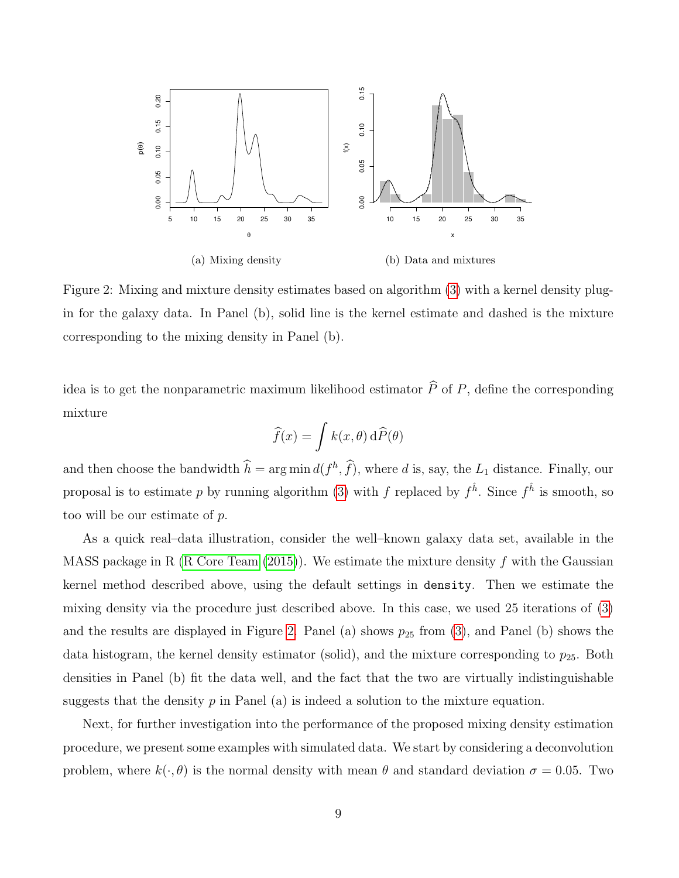(a) Mixing density

(b) Data and mixtures

Figure 2: Mixing and mixture density estimates based on algorithm (3) with a kernel density plug-in for the galaxy data. In Panel (b), solid line is the kernel estimate and dashed is the mixture corresponding to the mixing density in Panel (b).

idea is to get the nonparametric maximum likelihood estimator $\widehat{P}$ of $P$, define the corresponding mixture

$$\widehat{f}(x) = \int k(x, \theta) \, \mathrm{d}\widehat{P}(\theta)$$

and then choose the bandwidth $\widehat{h} = \arg\min d(f^h, \widehat{f})$, where $d$ is, say, the $L_1$ distance. Finally, our proposal is to estimate $p$ by running algorithm (3) with $f$ replaced by $f^{\hat{h}}$. Since $f^{\hat{h}}$ is smooth, so too will be our estimate of $p$.

As a quick real–data illustration, consider the well–known galaxy data set, available in the MASS package in R (R Core Team (2015)). We estimate the mixture density $f$ with the Gaussian kernel method described above, using the default settings in `density`. Then we estimate the mixing density via the procedure just described above. In this case, we used 25 iterations of (3) and the results are displayed in Figure 2. Panel (a) shows $p_{25}$ from (3), and Panel (b) shows the data histogram, the kernel density estimator (solid), and the mixture corresponding to $p_{25}$. Both densities in Panel (b) fit the data well, and the fact that the two are virtually indistinguishable suggests that the density $p$ in Panel (a) is indeed a solution to the mixture equation.

Next, for further investigation into the performance of the proposed mixing density estimation procedure, we present some examples with simulated data. We start by considering a deconvolution problem, where $k(\cdot, \theta)$ is the normal density with mean $\theta$ and standard deviation $\sigma = 0.05$. Two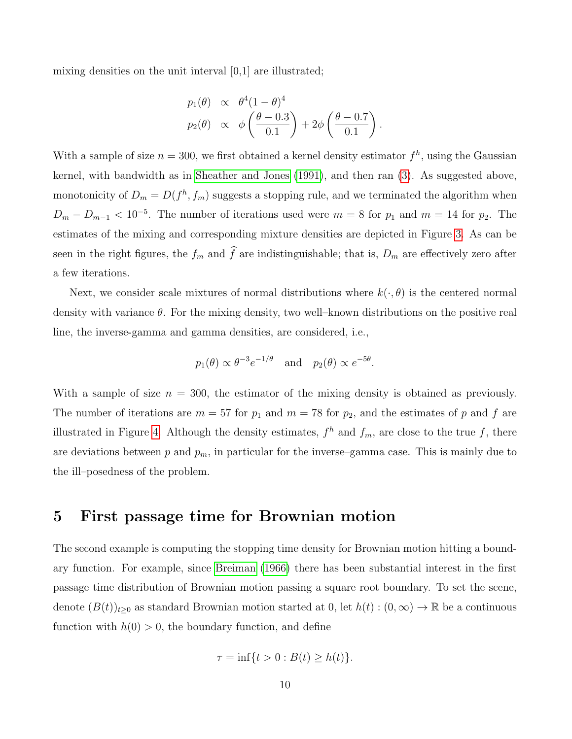mixing densities on the unit interval [0,1] are illustrated;

$$
\begin{aligned}
p_1(\theta) &\propto \theta^4(1-\theta)^4 \\
p_2(\theta) &\propto \phi\left(\frac{\theta-0.3}{0.1}\right) + 2\phi\left(\frac{\theta-0.7}{0.1}\right).
\end{aligned}
$$

With a sample of size $n = 300$, we first obtained a kernel density estimator $f^h$, using the Gaussian kernel, with bandwidth as in Sheather and Jones (1991), and then ran (3). As suggested above, monotonicity of $D_m = D(f^h, f_m)$ suggests a stopping rule, and we terminated the algorithm when $D_m - D_{m-1} < 10^{-5}$. The number of iterations used were $m = 8$ for $p_1$ and $m = 14$ for $p_2$. The estimates of the mixing and corresponding mixture densities are depicted in Figure 3. As can be seen in the right figures, the $f_m$ and $\widehat{f}$ are indistinguishable; that is, $D_m$ are effectively zero after a few iterations.

Next, we consider scale mixtures of normal distributions where $k(\cdot, \theta)$ is the centered normal density with variance $\theta$. For the mixing density, two well–known distributions on the positive real line, the inverse-gamma and gamma densities, are considered, i.e.,

$$
p_1(\theta) \propto \theta^{-3} e^{-1/\theta} \quad \text{and} \quad p_2(\theta) \propto e^{-5\theta}.
$$

With a sample of size $n = 300$, the estimator of the mixing density is obtained as previously. The number of iterations are $m = 57$ for $p_1$ and $m = 78$ for $p_2$, and the estimates of $p$ and $f$ are illustrated in Figure 4. Although the density estimates, $f^h$ and $f_m$, are close to the true $f$, there are deviations between $p$ and $p_m$, in particular for the inverse–gamma case. This is mainly due to the ill–posedness of the problem.

# 5 First passage time for Brownian motion

The second example is computing the stopping time density for Brownian motion hitting a boundary function. For example, since Breiman (1966) there has been substantial interest in the first passage time distribution of Brownian motion passing a square root boundary. To set the scene, denote $(B(t))_{t \geq 0}$ as standard Brownian motion started at 0, let $h(t) : (0, \infty) \to \mathbb{R}$ be a continuous function with $h(0) > 0$, the boundary function, and define

$$
\tau = \inf\{t > 0 : B(t) \geq h(t)\}.
$$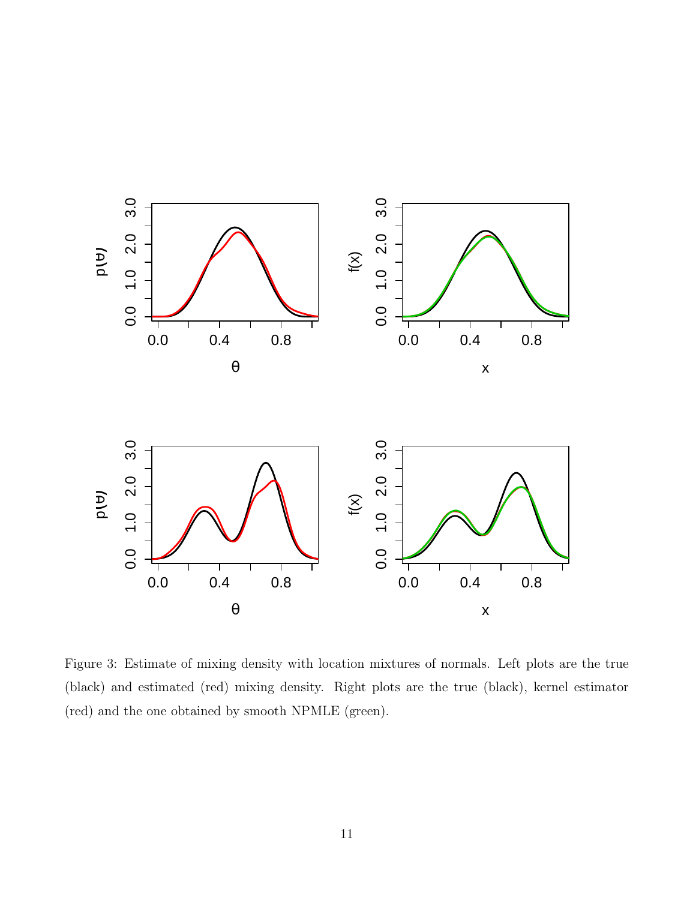Figure 3: Estimate of mixing density with location mixtures of normals. Left plots are the true (black) and estimated (red) mixing density. Right plots are the true (black), kernel estimator (red) and the one obtained by smooth NPMLE (green).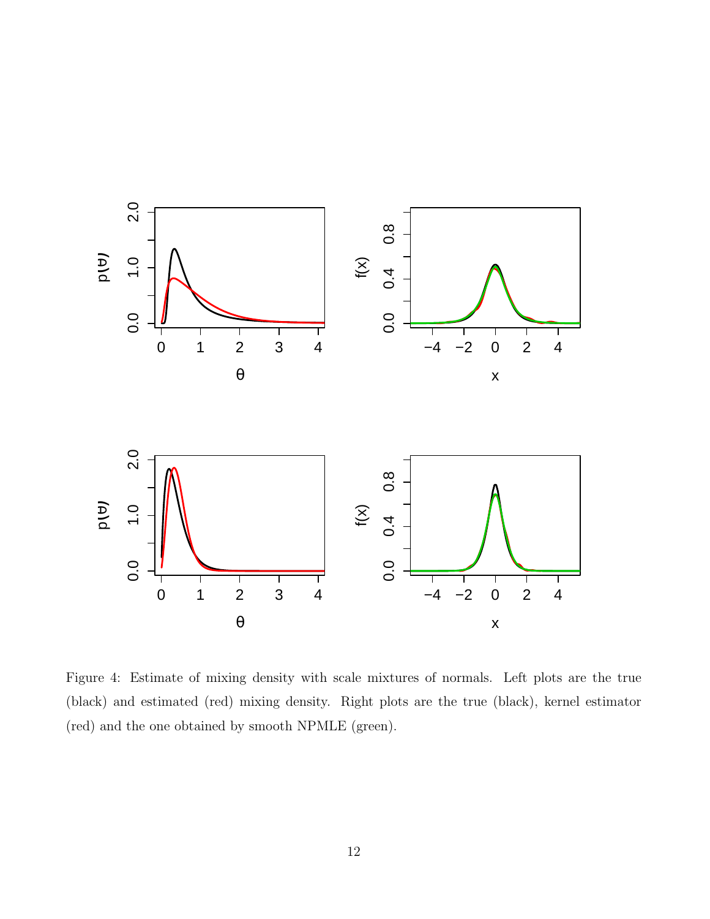Figure 4: Estimate of mixing density with scale mixtures of normals. Left plots are the true (black) and estimated (red) mixing density. Right plots are the true (black), kernel estimator (red) and the one obtained by smooth NPMLE (green).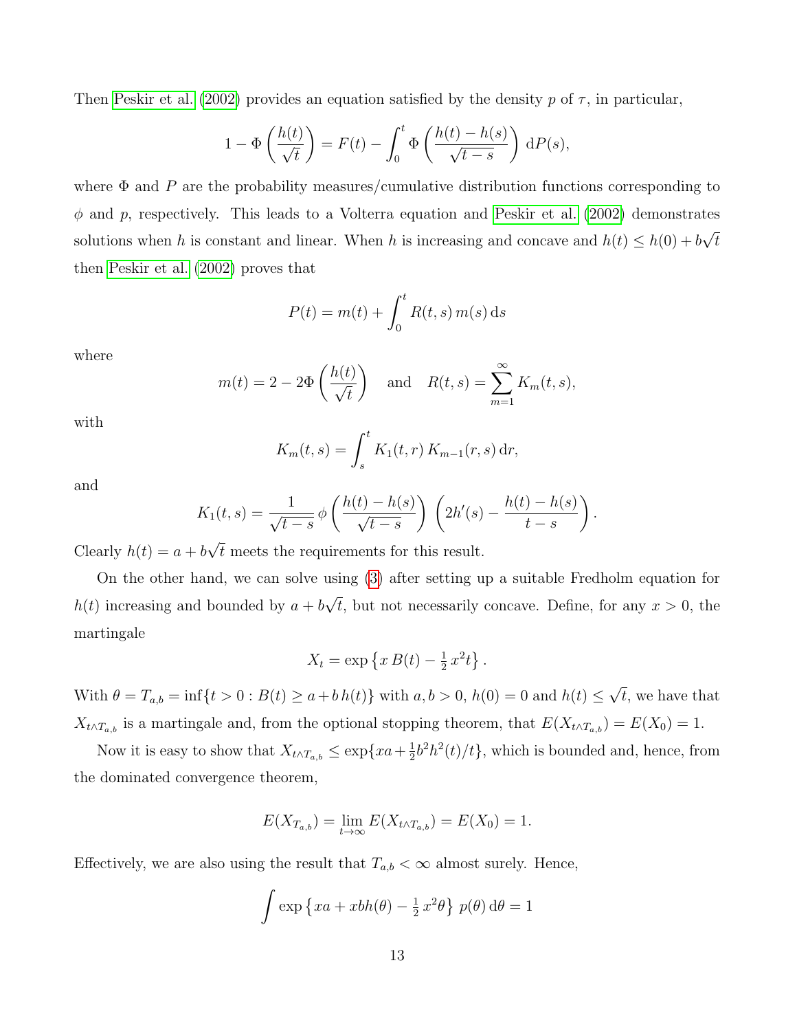Then Peskir et al. (2002) provides an equation satisfied by the density $p$ of $\tau$, in particular,

$$1 - \Phi\left(\frac{h(t)}{\sqrt{t}}\right) = F(t) - \int_0^t \Phi\left(\frac{h(t)-h(s)}{\sqrt{t-s}}\right)\,\mathrm{d}P(s),$$

where $\Phi$ and $P$ are the probability measures/cumulative distribution functions corresponding to $\phi$ and $p$, respectively. This leads to a Volterra equation and Peskir et al. (2002) demonstrates solutions when $h$ is constant and linear. When $h$ is increasing and concave and $h(t) \leq h(0) + b\sqrt{t}$ then Peskir et al. (2002) proves that

$$P(t) = m(t) + \int_0^t R(t,s)\, m(s)\,\mathrm{d}s$$

where

$$m(t) = 2 - 2\Phi\left(\frac{h(t)}{\sqrt{t}}\right) \quad \text{and} \quad R(t,s) = \sum_{m=1}^{\infty} K_m(t,s),$$

with

$$K_m(t,s) = \int_s^t K_1(t,r)\, K_{m-1}(r,s)\,\mathrm{d}r,$$

and

$$K_1(t,s) = \frac{1}{\sqrt{t-s}}\,\phi\left(\frac{h(t)-h(s)}{\sqrt{t-s}}\right)\left(2h'(s) - \frac{h(t)-h(s)}{t-s}\right).$$

Clearly $h(t) = a + b\sqrt{t}$ meets the requirements for this result.

On the other hand, we can solve using (3) after setting up a suitable Fredholm equation for $h(t)$ increasing and bounded by $a + b\sqrt{t}$, but not necessarily concave. Define, for any $x > 0$, the martingale

$$X_t = \exp\left\{x\, B(t) - \tfrac{1}{2}\, x^2 t\right\}.$$

With $\theta = T_{a,b} = \inf\{t > 0 : B(t) \geq a + b\, h(t)\}$ with $a, b > 0$, $h(0) = 0$ and $h(t) \leq \sqrt{t}$, we have that $X_{t \wedge T_{a,b}}$ is a martingale and, from the optional stopping theorem, that $E(X_{t\wedge T_{a,b}}) = E(X_0) = 1$.

Now it is easy to show that $X_{t\wedge T_{a,b}} \leq \exp\{xa + \frac{1}{2}b^2 h^2(t)/t\}$, which is bounded and, hence, from the dominated convergence theorem,

$$E(X_{T_{a,b}}) = \lim_{t\to\infty} E(X_{t\wedge T_{a,b}}) = E(X_0) = 1.$$

Effectively, we are also using the result that $T_{a,b} < \infty$ almost surely. Hence,

$$\int \exp\left\{xa + xbh(\theta) - \tfrac{1}{2}\, x^2\theta\right\}\, p(\theta)\,\mathrm{d}\theta = 1$$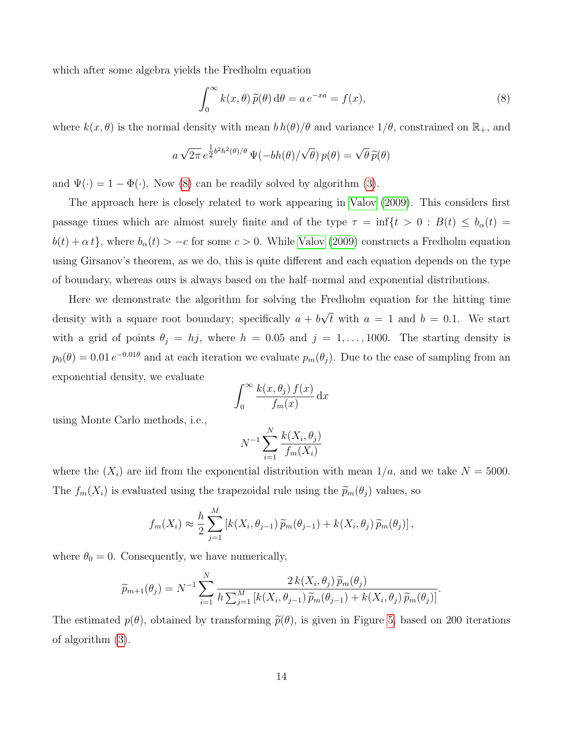which after some algebra yields the Fredholm equation

$$\int_0^\infty k(x,\theta)\,\widetilde{p}(\theta)\,\mathrm{d}\theta = a\,e^{-xa} = f(x), \tag{8}$$

where $k(x,\theta)$ is the normal density with mean $b\,h(\theta)/\theta$ and variance $1/\theta$, constrained on $\mathbb{R}_+$, and

$$a\,\sqrt{2\pi}\,e^{\frac{1}{2}b^2h^2(\theta)/\theta}\,\Psi(-bh(\theta)/\sqrt{\theta})\,p(\theta) = \sqrt{\theta}\,\widetilde{p}(\theta)$$

and $\Psi(\cdot) = 1 - \Phi(\cdot)$. Now (8) can be readily solved by algorithm (3).

The approach here is closely related to work appearing in Valov (2009). This considers first passage times which are almost surely finite and of the type $\tau = \inf\{t > 0 : B(t) \le b_\alpha(t) = b(t) + \alpha\, t\}$, where $b_\alpha(t) > -c$ for some $c > 0$. While Valov (2009) constructs a Fredholm equation using Girsanov's theorem, as we do, this is quite different and each equation depends on the type of boundary, whereas ours is always based on the half–normal and exponential distributions.

Here we demonstrate the algorithm for solving the Fredholm equation for the hitting time density with a square root boundary; specifically $a + b\sqrt{t}$ with $a = 1$ and $b = 0.1$. We start with a grid of points $\theta_j = hj$, where $h = 0.05$ and $j = 1, \ldots, 1000$. The starting density is $p_0(\theta) = 0.01\,e^{-0.01\theta}$ and at each iteration we evaluate $p_m(\theta_j)$. Due to the ease of sampling from an exponential density, we evaluate

$$\int_0^\infty \frac{k(x,\theta_j)\,f(x)}{f_m(x)}\,\mathrm{d}x$$

using Monte Carlo methods, i.e.,

$$N^{-1}\sum_{i=1}^N \frac{k(X_i,\theta_j)}{f_m(X_i)}$$

where the $(X_i)$ are iid from the exponential distribution with mean $1/a$, and we take $N = 5000$. The $f_m(X_i)$ is evaluated using the trapezoidal rule using the $\widetilde{p}_m(\theta_j)$ values, so

$$f_m(X_i) \approx \frac{h}{2}\sum_{j=1}^M \left[k(X_i,\theta_{j-1})\,\widetilde{p}_m(\theta_{j-1}) + k(X_i,\theta_j)\,\widetilde{p}_m(\theta_j)\right],$$

where $\theta_0 = 0$. Consequently, we have numerically,

$$\widetilde{p}_{m+1}(\theta_j) = N^{-1}\sum_{i=1}^N \frac{2\,k(X_i,\theta_j)\,\widetilde{p}_m(\theta_j)}{h\sum_{j=1}^M \left[k(X_i,\theta_{j-1})\,\widetilde{p}_m(\theta_{j-1}) + k(X_i,\theta_j)\,\widetilde{p}_m(\theta_j)\right]}.$$

The estimated $p(\theta)$, obtained by transforming $\widetilde{p}(\theta)$, is given in Figure 5, based on 200 iterations of algorithm (3).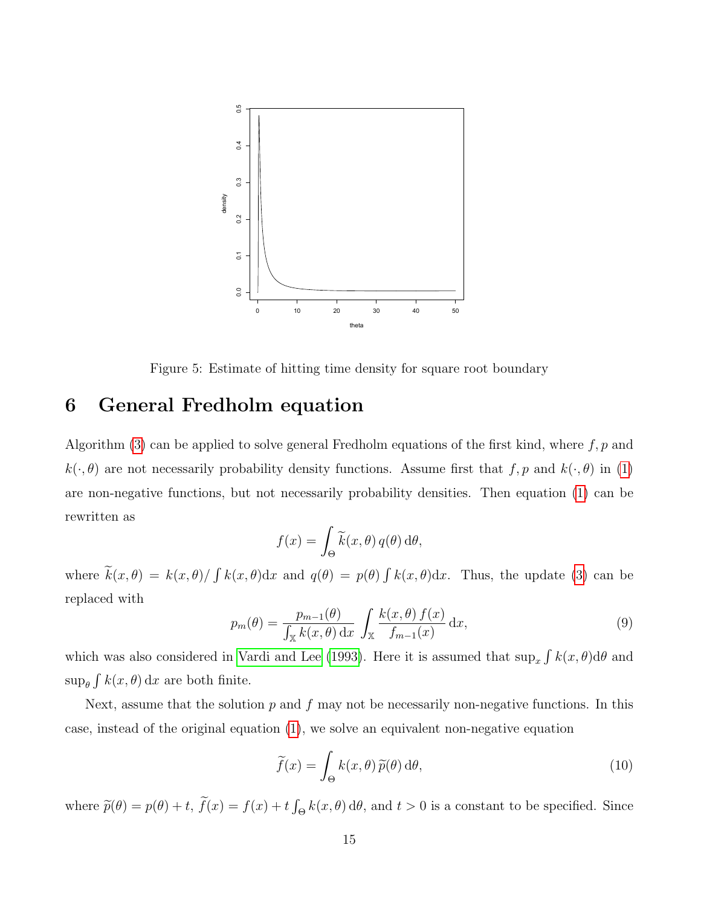Figure 5: Estimate of hitting time density for square root boundary

## 6 General Fredholm equation

Algorithm (3) can be applied to solve general Fredholm equations of the first kind, where $f, p$ and $k(\cdot, \theta)$ are not necessarily probability density functions. Assume first that $f, p$ and $k(\cdot, \theta)$ in (1) are non-negative functions, but not necessarily probability densities. Then equation (1) can be rewritten as

$$f(x) = \int_{\Theta} \widetilde{k}(x, \theta)\, q(\theta)\, \mathrm{d}\theta,$$

where $\widetilde{k}(x, \theta) = k(x, \theta)/\int k(x, \theta)\mathrm{d}x$ and $q(\theta) = p(\theta)\int k(x, \theta)\mathrm{d}x$. Thus, the update (3) can be replaced with

$$p_m(\theta) = \frac{p_{m-1}(\theta)}{\int_{\mathbb{X}} k(x, \theta)\, \mathrm{d}x} \int_{\mathbb{X}} \frac{k(x, \theta)\, f(x)}{f_{m-1}(x)}\, \mathrm{d}x, \tag{9}$$

which was also considered in Vardi and Lee (1993). Here it is assumed that $\sup_x \int k(x, \theta)\mathrm{d}\theta$ and $\sup_\theta \int k(x, \theta)\, \mathrm{d}x$ are both finite.

Next, assume that the solution $p$ and $f$ may not be necessarily non-negative functions. In this case, instead of the original equation (1), we solve an equivalent non-negative equation

$$\widetilde{f}(x) = \int_{\Theta} k(x, \theta)\, \widetilde{p}(\theta)\, \mathrm{d}\theta, \tag{10}$$

where $\widetilde{p}(\theta) = p(\theta) + t$, $\widetilde{f}(x) = f(x) + t\int_{\Theta} k(x, \theta)\, \mathrm{d}\theta$, and $t > 0$ is a constant to be specified. Since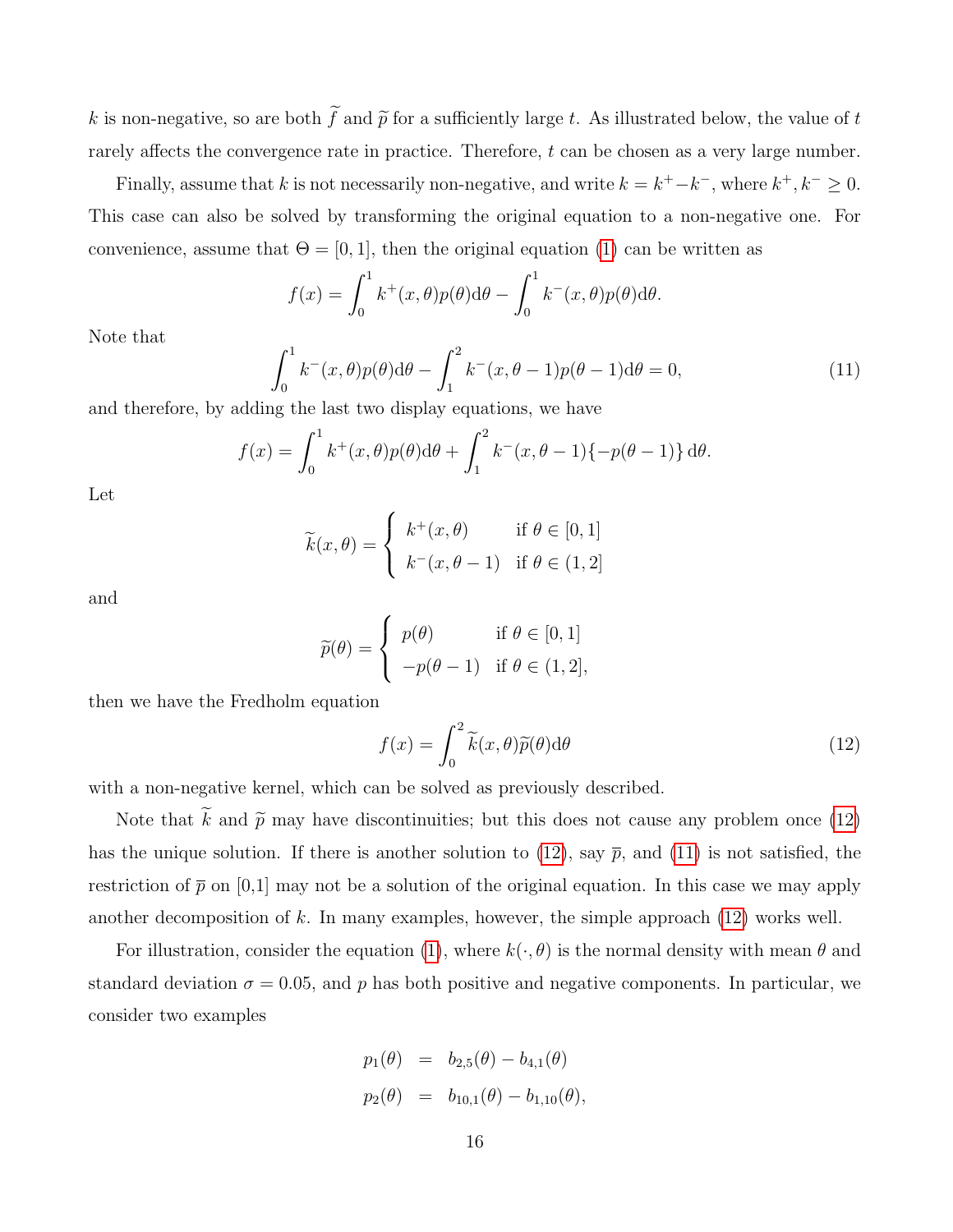$k$ is non-negative, so are both $\widetilde{f}$ and $\widetilde{p}$ for a sufficiently large $t$. As illustrated below, the value of $t$ rarely affects the convergence rate in practice. Therefore, $t$ can be chosen as a very large number.

Finally, assume that $k$ is not necessarily non-negative, and write $k = k^+ - k^-$, where $k^+, k^- \geq 0$. This case can also be solved by transforming the original equation to a non-negative one. For convenience, assume that $\Theta = [0, 1]$, then the original equation (1) can be written as

$$f(x) = \int_0^1 k^+(x, \theta)p(\theta)\mathrm{d}\theta - \int_0^1 k^-(x, \theta)p(\theta)\mathrm{d}\theta.$$

Note that

$$\int_0^1 k^-(x, \theta)p(\theta)\mathrm{d}\theta - \int_1^2 k^-(x, \theta - 1)p(\theta - 1)\mathrm{d}\theta = 0, \tag{11}$$

and therefore, by adding the last two display equations, we have

$$f(x) = \int_0^1 k^+(x, \theta)p(\theta)\mathrm{d}\theta + \int_1^2 k^-(x, \theta - 1)\{-p(\theta - 1)\}\,\mathrm{d}\theta.$$

Let

$$\widetilde{k}(x, \theta) = \begin{cases} k^+(x, \theta) & \text{if } \theta \in [0, 1] \\ k^-(x, \theta - 1) & \text{if } \theta \in (1, 2] \end{cases}$$

and

$$\widetilde{p}(\theta) = \begin{cases} p(\theta) & \text{if } \theta \in [0, 1] \\ -p(\theta - 1) & \text{if } \theta \in (1, 2], \end{cases}$$

then we have the Fredholm equation

$$f(x) = \int_0^2 \widetilde{k}(x, \theta)\widetilde{p}(\theta)\mathrm{d}\theta \tag{12}$$

with a non-negative kernel, which can be solved as previously described.

Note that $\widetilde{k}$ and $\widetilde{p}$ may have discontinuities; but this does not cause any problem once (12) has the unique solution. If there is another solution to (12), say $\overline{p}$, and (11) is not satisfied, the restriction of $\overline{p}$ on [0,1] may not be a solution of the original equation. In this case we may apply another decomposition of $k$. In many examples, however, the simple approach (12) works well.

For illustration, consider the equation (1), where $k(\cdot, \theta)$ is the normal density with mean $\theta$ and standard deviation $\sigma = 0.05$, and $p$ has both positive and negative components. In particular, we consider two examples

$$\begin{aligned} p_1(\theta) &= b_{2,5}(\theta) - b_{4,1}(\theta) \\ p_2(\theta) &= b_{10,1}(\theta) - b_{1,10}(\theta), \end{aligned}$$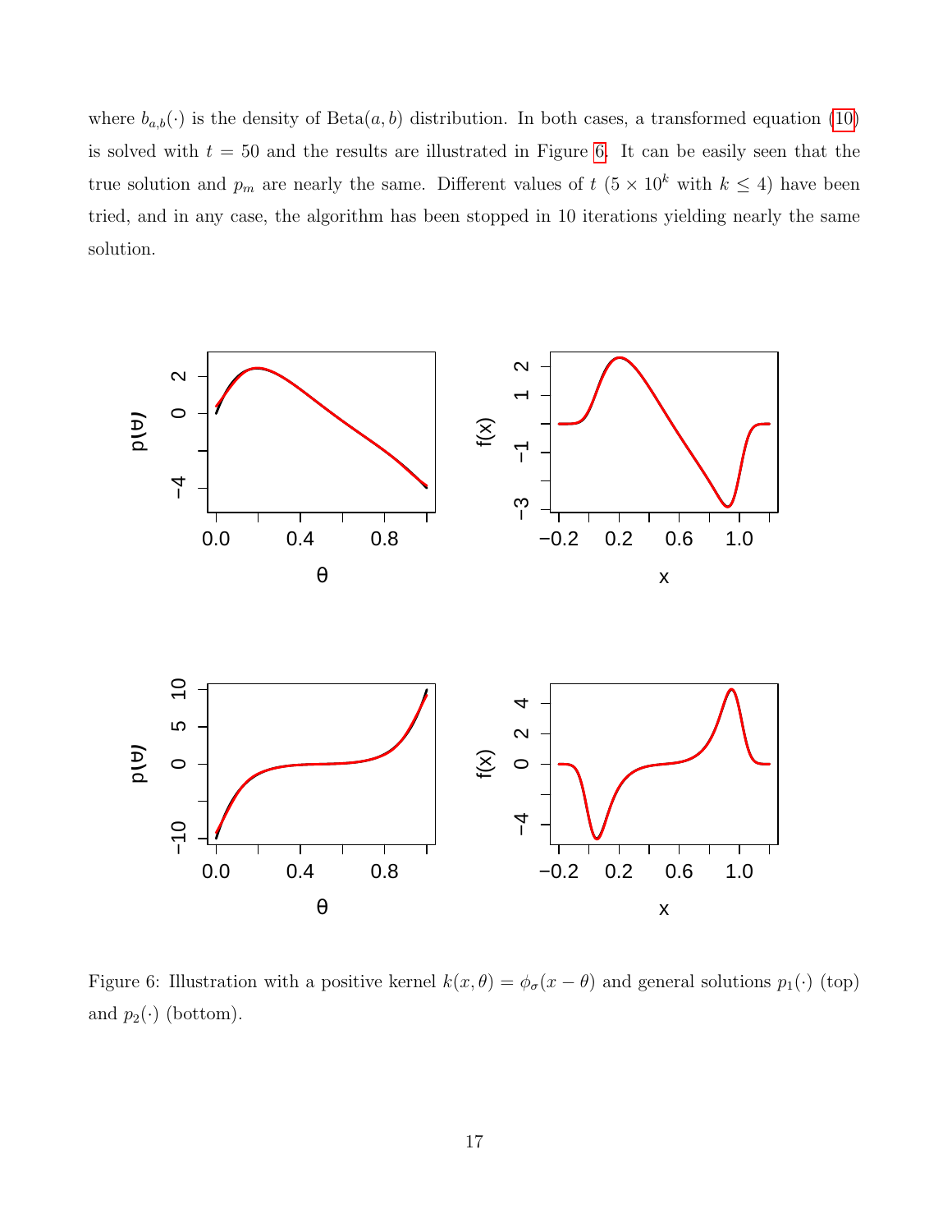where $b_{a,b}(\cdot)$ is the density of Beta$(a, b)$ distribution. In both cases, a transformed equation (10) is solved with $t = 50$ and the results are illustrated in Figure 6. It can be easily seen that the true solution and $p_m$ are nearly the same. Different values of $t$ ($5 \times 10^k$ with $k \leq 4$) have been tried, and in any case, the algorithm has been stopped in 10 iterations yielding nearly the same solution.

Figure 6: Illustration with a positive kernel $k(x, \theta) = \phi_\sigma(x - \theta)$ and general solutions $p_1(\cdot)$ (top) and $p_2(\cdot)$ (bottom).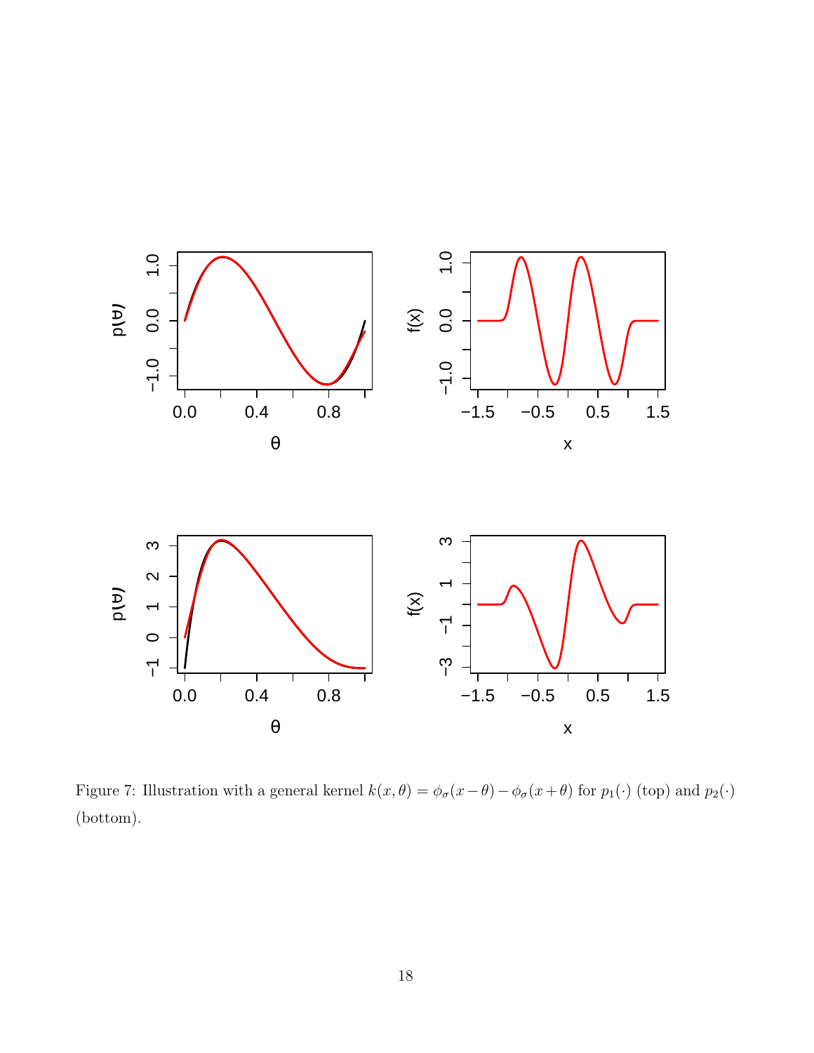Figure 7: Illustration with a general kernel $k(x, \theta) = \phi_\sigma(x - \theta) - \phi_\sigma(x + \theta)$ for $p_1(\cdot)$ (top) and $p_2(\cdot)$ (bottom).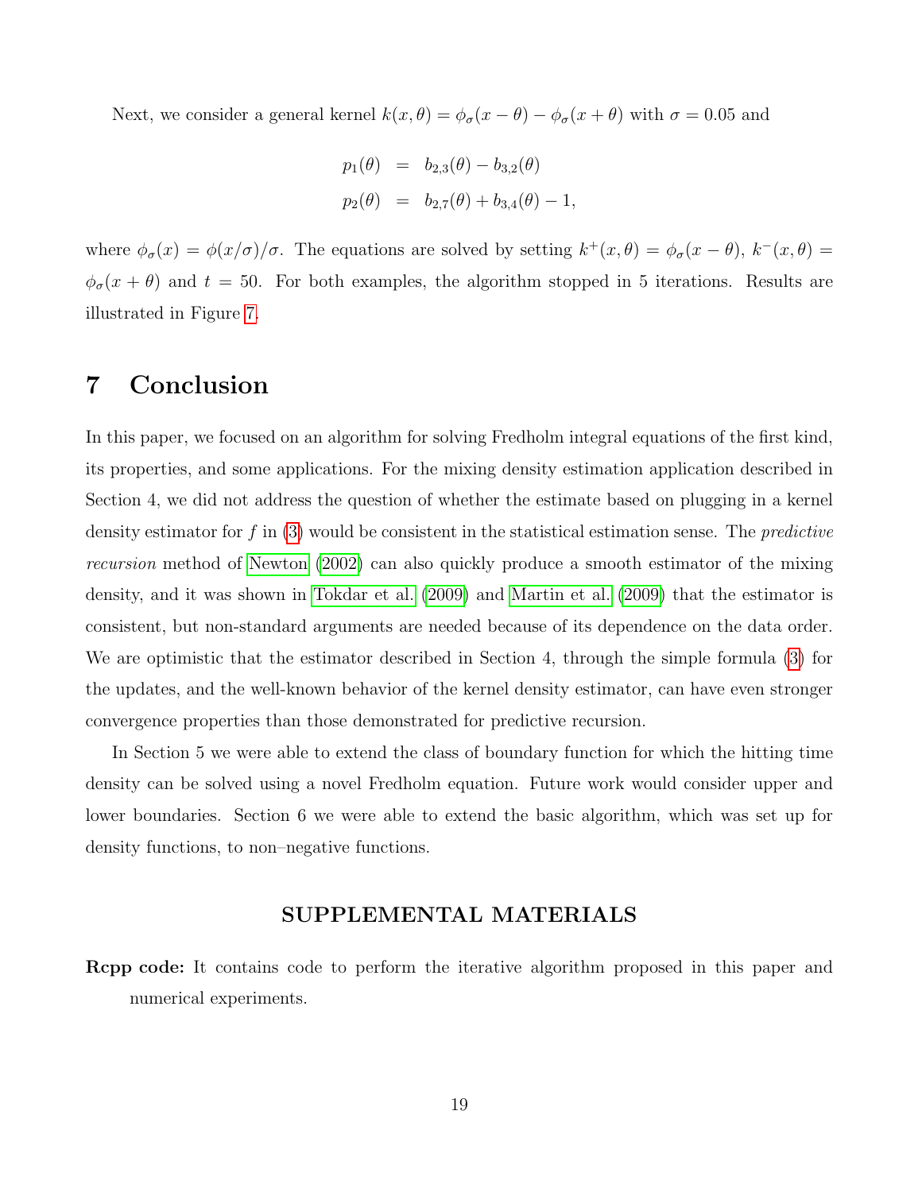Next, we consider a general kernel $k(x,\theta) = \phi_\sigma(x-\theta) - \phi_\sigma(x+\theta)$ with $\sigma = 0.05$ and

$$
\begin{aligned}
p_1(\theta) &= b_{2,3}(\theta) - b_{3,2}(\theta) \\
p_2(\theta) &= b_{2,7}(\theta) + b_{3,4}(\theta) - 1,
\end{aligned}
$$

where $\phi_\sigma(x) = \phi(x/\sigma)/\sigma$. The equations are solved by setting $k^+(x,\theta) = \phi_\sigma(x-\theta)$, $k^-(x,\theta) = \phi_\sigma(x+\theta)$ and $t = 50$. For both examples, the algorithm stopped in 5 iterations. Results are illustrated in Figure 7.

# 7 Conclusion

In this paper, we focused on an algorithm for solving Fredholm integral equations of the first kind, its properties, and some applications. For the mixing density estimation application described in Section 4, we did not address the question of whether the estimate based on plugging in a kernel density estimator for $f$ in (3) would be consistent in the statistical estimation sense. The *predictive recursion* method of Newton (2002) can also quickly produce a smooth estimator of the mixing density, and it was shown in Tokdar et al. (2009) and Martin et al. (2009) that the estimator is consistent, but non-standard arguments are needed because of its dependence on the data order. We are optimistic that the estimator described in Section 4, through the simple formula (3) for the updates, and the well-known behavior of the kernel density estimator, can have even stronger convergence properties than those demonstrated for predictive recursion.

In Section 5 we were able to extend the class of boundary function for which the hitting time density can be solved using a novel Fredholm equation. Future work would consider upper and lower boundaries. Section 6 we were able to extend the basic algorithm, which was set up for density functions, to non–negative functions.

## SUPPLEMENTAL MATERIALS

**Rcpp code:** It contains code to perform the iterative algorithm proposed in this paper and numerical experiments.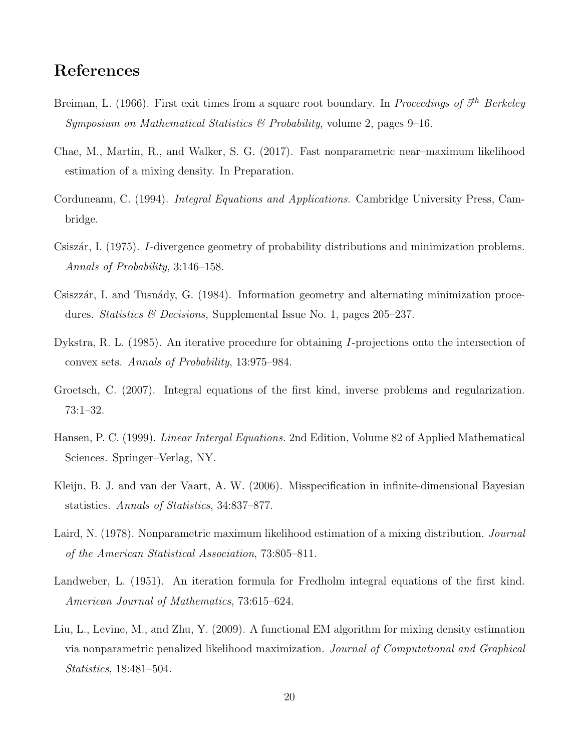## References

Breiman, L. (1966). First exit times from a square root boundary. In *Proceedings of 5th Berkeley Symposium on Mathematical Statistics & Probability*, volume 2, pages 9–16.

Chae, M., Martin, R., and Walker, S. G. (2017). Fast nonparametric near–maximum likelihood estimation of a mixing density. In Preparation.

Corduneanu, C. (1994). *Integral Equations and Applications*. Cambridge University Press, Cambridge.

Csiszár, I. (1975). *I*-divergence geometry of probability distributions and minimization problems. *Annals of Probability*, 3:146–158.

Csiszzár, I. and Tusnády, G. (1984). Information geometry and alternating minimization procedures. *Statistics & Decisions,* Supplemental Issue No. 1, pages 205–237.

Dykstra, R. L. (1985). An iterative procedure for obtaining *I*-projections onto the intersection of convex sets. *Annals of Probability*, 13:975–984.

Groetsch, C. (2007). Integral equations of the first kind, inverse problems and regularization. 73:1–32.

Hansen, P. C. (1999). *Linear Intergal Equations.* 2nd Edition, Volume 82 of Applied Mathematical Sciences. Springer–Verlag, NY.

Kleijn, B. J. and van der Vaart, A. W. (2006). Misspecification in infinite-dimensional Bayesian statistics. *Annals of Statistics*, 34:837–877.

Laird, N. (1978). Nonparametric maximum likelihood estimation of a mixing distribution. *Journal of the American Statistical Association*, 73:805–811.

Landweber, L. (1951). An iteration formula for Fredholm integral equations of the first kind. *American Journal of Mathematics*, 73:615–624.

Liu, L., Levine, M., and Zhu, Y. (2009). A functional EM algorithm for mixing density estimation via nonparametric penalized likelihood maximization. *Journal of Computational and Graphical Statistics*, 18:481–504.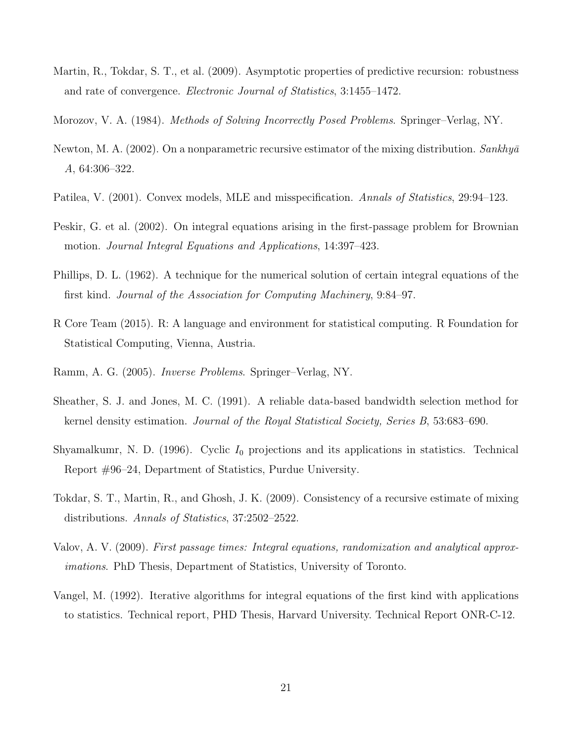Martin, R., Tokdar, S. T., et al. (2009). Asymptotic properties of predictive recursion: robustness and rate of convergence. *Electronic Journal of Statistics*, 3:1455–1472.

Morozov, V. A. (1984). *Methods of Solving Incorrectly Posed Problems*. Springer–Verlag, NY.

Newton, M. A. (2002). On a nonparametric recursive estimator of the mixing distribution. *Sankhyā A*, 64:306–322.

Patilea, V. (2001). Convex models, MLE and misspecification. *Annals of Statistics*, 29:94–123.

Peskir, G. et al. (2002). On integral equations arising in the first-passage problem for Brownian motion. *Journal Integral Equations and Applications*, 14:397–423.

Phillips, D. L. (1962). A technique for the numerical solution of certain integral equations of the first kind. *Journal of the Association for Computing Machinery*, 9:84–97.

R Core Team (2015). R: A language and environment for statistical computing. R Foundation for Statistical Computing, Vienna, Austria.

Ramm, A. G. (2005). *Inverse Problems*. Springer–Verlag, NY.

Sheather, S. J. and Jones, M. C. (1991). A reliable data-based bandwidth selection method for kernel density estimation. *Journal of the Royal Statistical Society, Series B*, 53:683–690.

Shyamalkumr, N. D. (1996). Cyclic $I_0$ projections and its applications in statistics. Technical Report #96–24, Department of Statistics, Purdue University.

Tokdar, S. T., Martin, R., and Ghosh, J. K. (2009). Consistency of a recursive estimate of mixing distributions. *Annals of Statistics*, 37:2502–2522.

Valov, A. V. (2009). *First passage times: Integral equations, randomization and analytical approximations*. PhD Thesis, Department of Statistics, University of Toronto.

Vangel, M. (1992). Iterative algorithms for integral equations of the first kind with applications to statistics. Technical report, PHD Thesis, Harvard University. Technical Report ONR-C-12.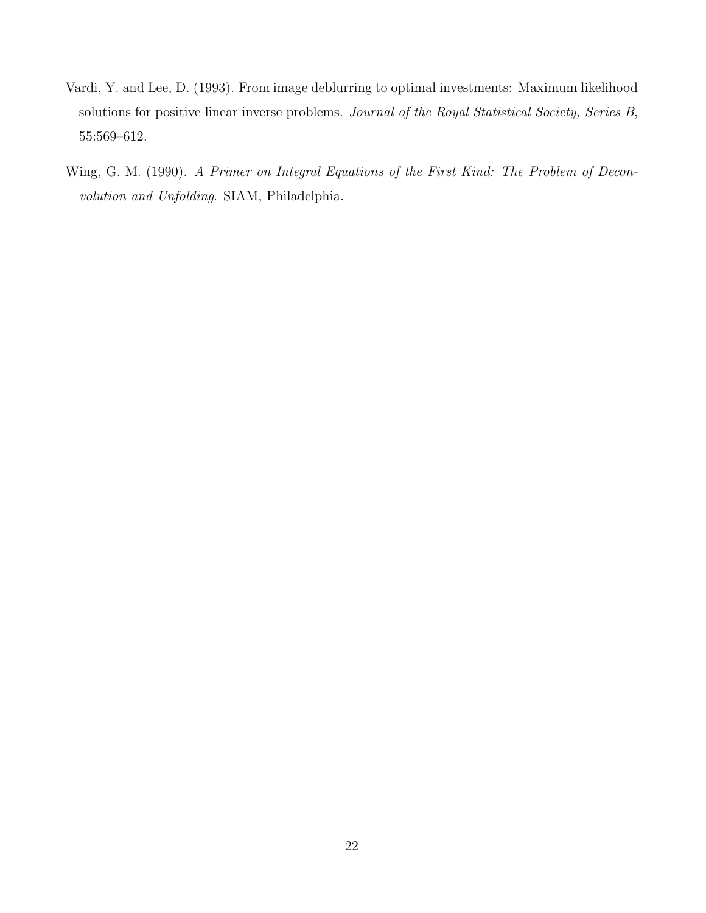Vardi, Y. and Lee, D. (1993). From image deblurring to optimal investments: Maximum likelihood solutions for positive linear inverse problems. *Journal of the Royal Statistical Society, Series B*, 55:569–612.

Wing, G. M. (1990). *A Primer on Integral Equations of the First Kind: The Problem of Deconvolution and Unfolding*. SIAM, Philadelphia.